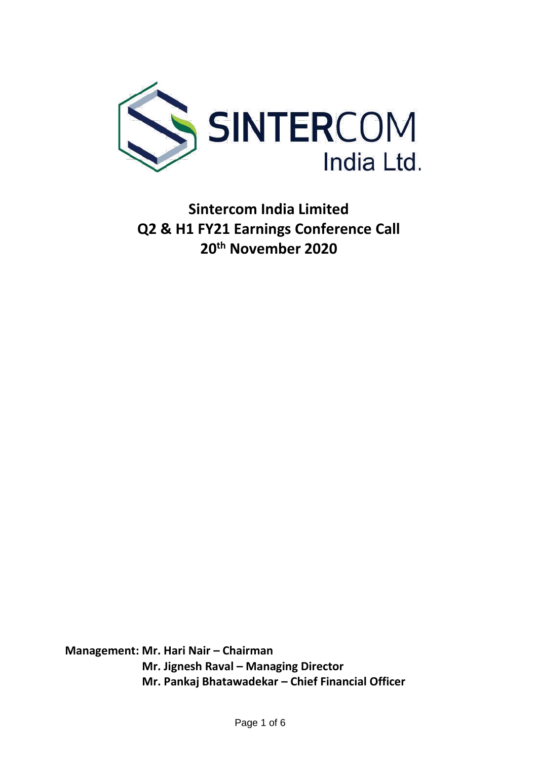# Sintercom India Limited
# Q2 & H1 FY21 Earnings Conference Call
# 20th November 2020

**Management: Mr. Hari Nair – Chairman**
**Mr. Jignesh Raval – Managing Director**
**Mr. Pankaj Bhatawadekar – Chief Financial Officer**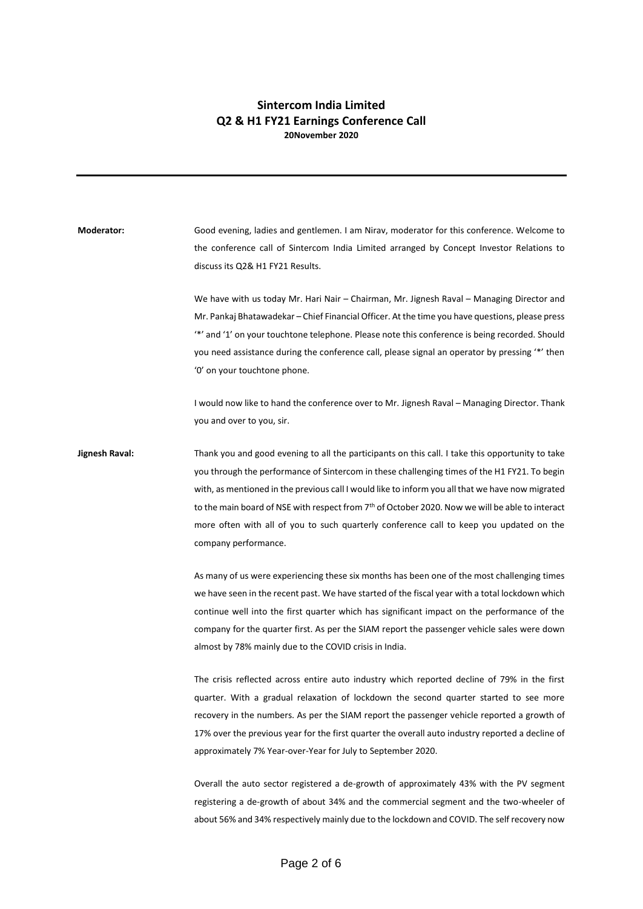**Sintercom India Limited**
**Q2 & H1 FY21 Earnings Conference Call**
**20November 2020**

---

**Moderator:** Good evening, ladies and gentlemen. I am Nirav, moderator for this conference. Welcome to the conference call of Sintercom India Limited arranged by Concept Investor Relations to discuss its Q2& H1 FY21 Results.

We have with us today Mr. Hari Nair – Chairman, Mr. Jignesh Raval – Managing Director and Mr. Pankaj Bhatawadekar – Chief Financial Officer. At the time you have questions, please press '*' and '1' on your touchtone telephone. Please note this conference is being recorded. Should you need assistance during the conference call, please signal an operator by pressing '*' then '0' on your touchtone phone.

I would now like to hand the conference over to Mr. Jignesh Raval – Managing Director. Thank you and over to you, sir.

**Jignesh Raval:** Thank you and good evening to all the participants on this call. I take this opportunity to take you through the performance of Sintercom in these challenging times of the H1 FY21. To begin with, as mentioned in the previous call I would like to inform you all that we have now migrated to the main board of NSE with respect from 7th of October 2020. Now we will be able to interact more often with all of you to such quarterly conference call to keep you updated on the company performance.

As many of us were experiencing these six months has been one of the most challenging times we have seen in the recent past. We have started of the fiscal year with a total lockdown which continue well into the first quarter which has significant impact on the performance of the company for the quarter first. As per the SIAM report the passenger vehicle sales were down almost by 78% mainly due to the COVID crisis in India.

The crisis reflected across entire auto industry which reported decline of 79% in the first quarter. With a gradual relaxation of lockdown the second quarter started to see more recovery in the numbers. As per the SIAM report the passenger vehicle reported a growth of 17% over the previous year for the first quarter the overall auto industry reported a decline of approximately 7% Year-over-Year for July to September 2020.

Overall the auto sector registered a de-growth of approximately 43% with the PV segment registering a de-growth of about 34% and the commercial segment and the two-wheeler of about 56% and 34% respectively mainly due to the lockdown and COVID. The self recovery now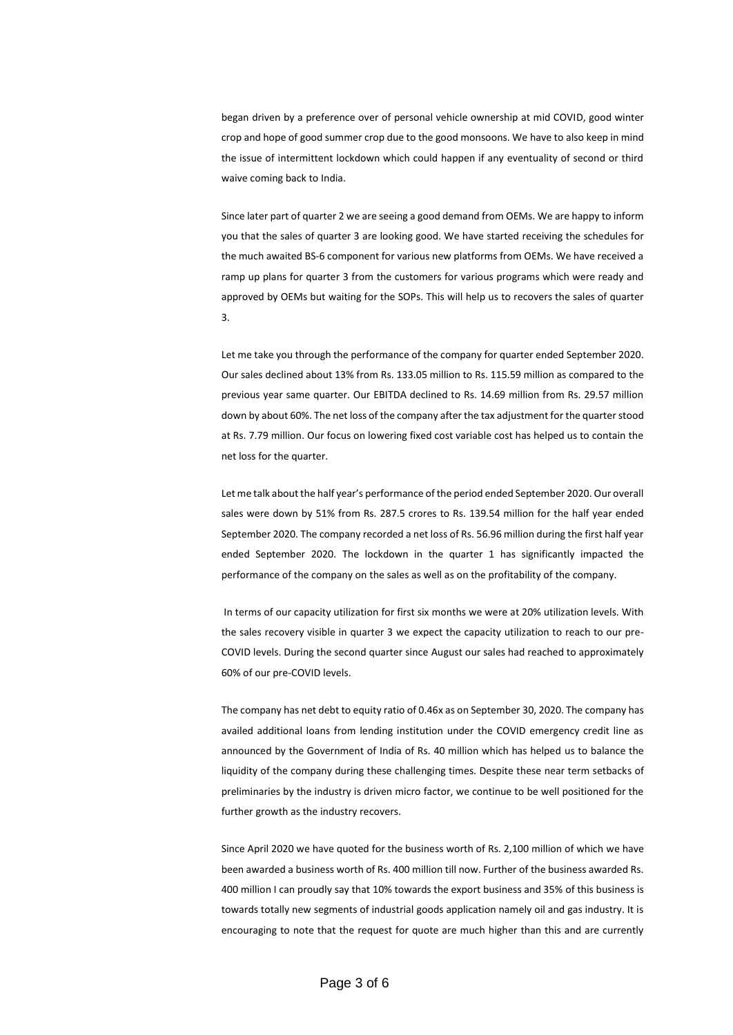began driven by a preference over of personal vehicle ownership at mid COVID, good winter crop and hope of good summer crop due to the good monsoons. We have to also keep in mind the issue of intermittent lockdown which could happen if any eventuality of second or third waive coming back to India.

Since later part of quarter 2 we are seeing a good demand from OEMs. We are happy to inform you that the sales of quarter 3 are looking good. We have started receiving the schedules for the much awaited BS-6 component for various new platforms from OEMs. We have received a ramp up plans for quarter 3 from the customers for various programs which were ready and approved by OEMs but waiting for the SOPs. This will help us to recovers the sales of quarter 3.

Let me take you through the performance of the company for quarter ended September 2020. Our sales declined about 13% from Rs. 133.05 million to Rs. 115.59 million as compared to the previous year same quarter. Our EBITDA declined to Rs. 14.69 million from Rs. 29.57 million down by about 60%. The net loss of the company after the tax adjustment for the quarter stood at Rs. 7.79 million. Our focus on lowering fixed cost variable cost has helped us to contain the net loss for the quarter.

Let me talk about the half year's performance of the period ended September 2020. Our overall sales were down by 51% from Rs. 287.5 crores to Rs. 139.54 million for the half year ended September 2020. The company recorded a net loss of Rs. 56.96 million during the first half year ended September 2020. The lockdown in the quarter 1 has significantly impacted the performance of the company on the sales as well as on the profitability of the company.

In terms of our capacity utilization for first six months we were at 20% utilization levels. With the sales recovery visible in quarter 3 we expect the capacity utilization to reach to our pre-COVID levels. During the second quarter since August our sales had reached to approximately 60% of our pre-COVID levels.

The company has net debt to equity ratio of 0.46x as on September 30, 2020. The company has availed additional loans from lending institution under the COVID emergency credit line as announced by the Government of India of Rs. 40 million which has helped us to balance the liquidity of the company during these challenging times. Despite these near term setbacks of preliminaries by the industry is driven micro factor, we continue to be well positioned for the further growth as the industry recovers.

Since April 2020 we have quoted for the business worth of Rs. 2,100 million of which we have been awarded a business worth of Rs. 400 million till now. Further of the business awarded Rs. 400 million I can proudly say that 10% towards the export business and 35% of this business is towards totally new segments of industrial goods application namely oil and gas industry. It is encouraging to note that the request for quote are much higher than this and are currently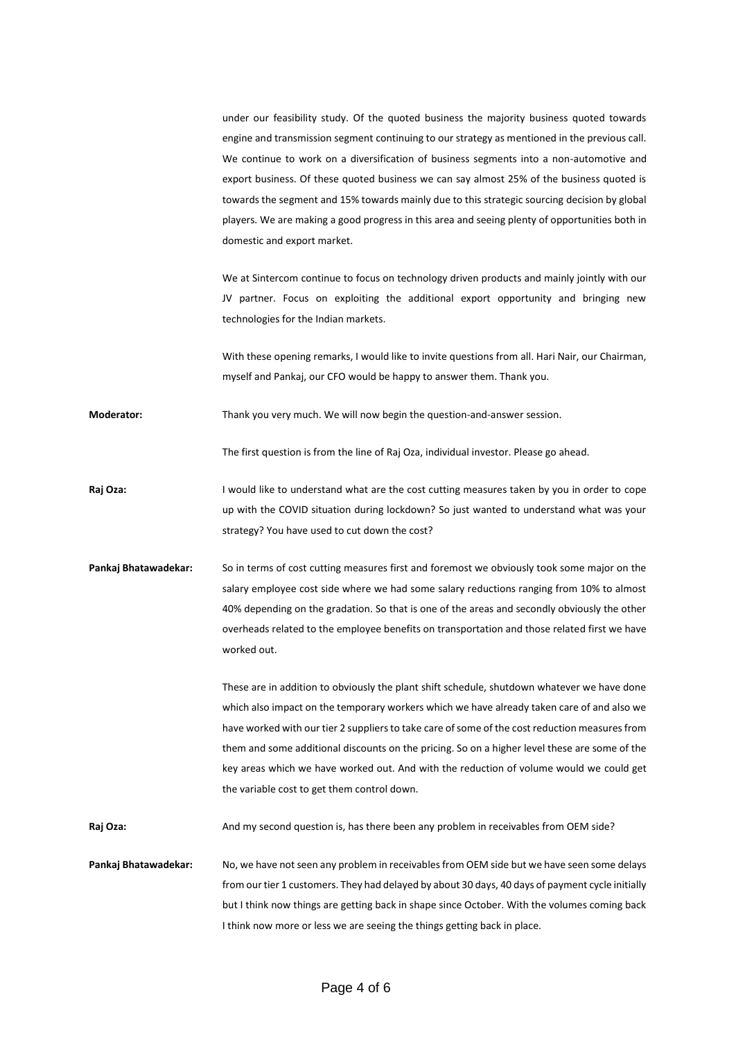under our feasibility study. Of the quoted business the majority business quoted towards engine and transmission segment continuing to our strategy as mentioned in the previous call. We continue to work on a diversification of business segments into a non-automotive and export business. Of these quoted business we can say almost 25% of the business quoted is towards the segment and 15% towards mainly due to this strategic sourcing decision by global players. We are making a good progress in this area and seeing plenty of opportunities both in domestic and export market.

We at Sintercom continue to focus on technology driven products and mainly jointly with our JV partner. Focus on exploiting the additional export opportunity and bringing new technologies for the Indian markets.

With these opening remarks, I would like to invite questions from all. Hari Nair, our Chairman, myself and Pankaj, our CFO would be happy to answer them. Thank you.

**Moderator:** Thank you very much. We will now begin the question-and-answer session.

The first question is from the line of Raj Oza, individual investor. Please go ahead.

**Raj Oza:** I would like to understand what are the cost cutting measures taken by you in order to cope up with the COVID situation during lockdown? So just wanted to understand what was your strategy? You have used to cut down the cost?

**Pankaj Bhatawadekar:** So in terms of cost cutting measures first and foremost we obviously took some major on the salary employee cost side where we had some salary reductions ranging from 10% to almost 40% depending on the gradation. So that is one of the areas and secondly obviously the other overheads related to the employee benefits on transportation and those related first we have worked out.

These are in addition to obviously the plant shift schedule, shutdown whatever we have done which also impact on the temporary workers which we have already taken care of and also we have worked with our tier 2 suppliers to take care of some of the cost reduction measures from them and some additional discounts on the pricing. So on a higher level these are some of the key areas which we have worked out. And with the reduction of volume would we could get the variable cost to get them control down.

**Raj Oza:** And my second question is, has there been any problem in receivables from OEM side?

**Pankaj Bhatawadekar:** No, we have not seen any problem in receivables from OEM side but we have seen some delays from our tier 1 customers. They had delayed by about 30 days, 40 days of payment cycle initially but I think now things are getting back in shape since October. With the volumes coming back I think now more or less we are seeing the things getting back in place.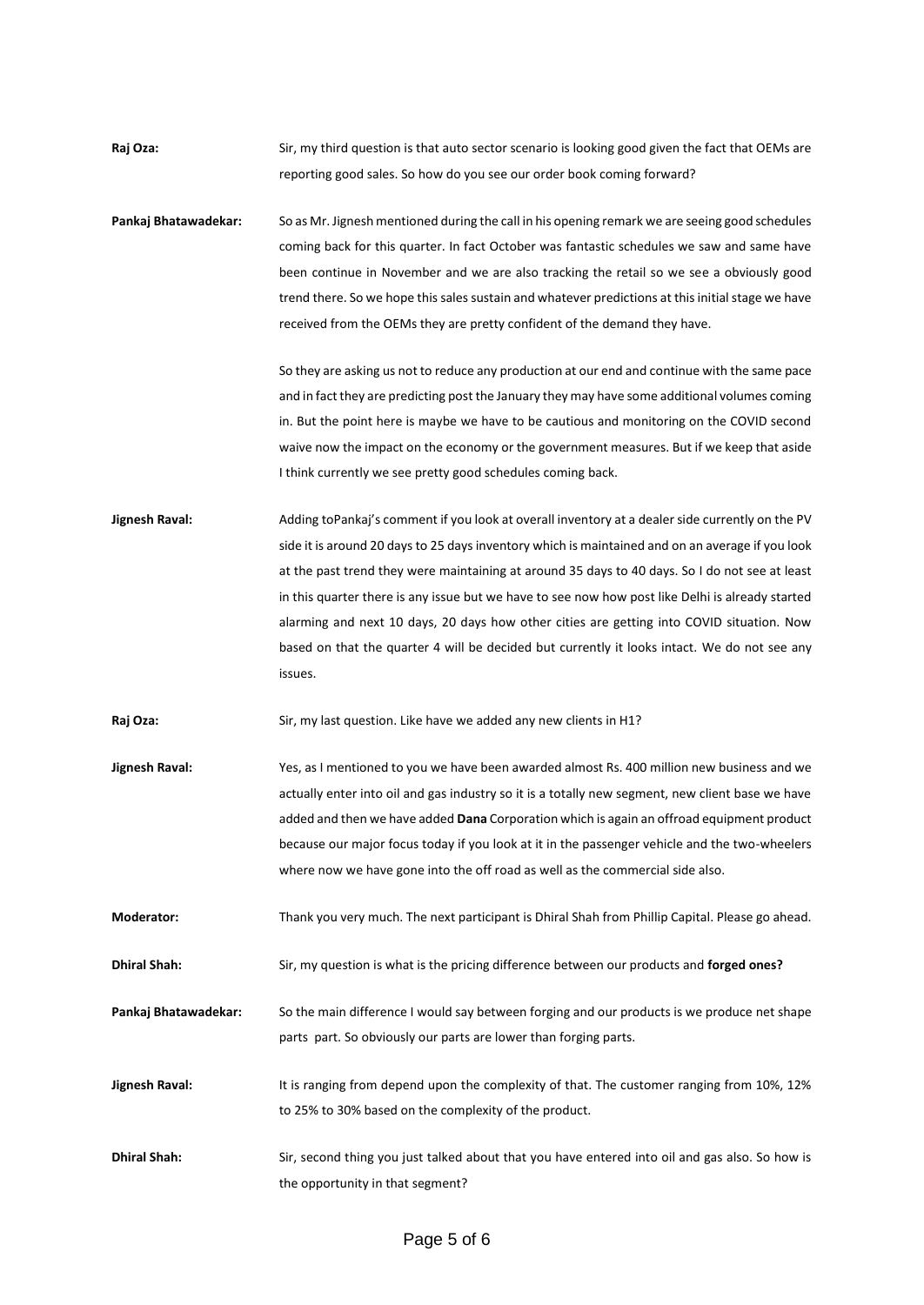**Raj Oza:** Sir, my third question is that auto sector scenario is looking good given the fact that OEMs are reporting good sales. So how do you see our order book coming forward?

**Pankaj Bhatawadekar:** So as Mr. Jignesh mentioned during the call in his opening remark we are seeing good schedules coming back for this quarter. In fact October was fantastic schedules we saw and same have been continue in November and we are also tracking the retail so we see a obviously good trend there. So we hope this sales sustain and whatever predictions at this initial stage we have received from the OEMs they are pretty confident of the demand they have.

So they are asking us not to reduce any production at our end and continue with the same pace and in fact they are predicting post the January they may have some additional volumes coming in. But the point here is maybe we have to be cautious and monitoring on the COVID second waive now the impact on the economy or the government measures. But if we keep that aside I think currently we see pretty good schedules coming back.

**Jignesh Raval:** Adding toPankaj's comment if you look at overall inventory at a dealer side currently on the PV side it is around 20 days to 25 days inventory which is maintained and on an average if you look at the past trend they were maintaining at around 35 days to 40 days. So I do not see at least in this quarter there is any issue but we have to see now how post like Delhi is already started alarming and next 10 days, 20 days how other cities are getting into COVID situation. Now based on that the quarter 4 will be decided but currently it looks intact. We do not see any issues.

**Raj Oza:** Sir, my last question. Like have we added any new clients in H1?

**Jignesh Raval:** Yes, as I mentioned to you we have been awarded almost Rs. 400 million new business and we actually enter into oil and gas industry so it is a totally new segment, new client base we have added and then we have added **Dana** Corporation which is again an offroad equipment product because our major focus today if you look at it in the passenger vehicle and the two-wheelers where now we have gone into the off road as well as the commercial side also.

**Moderator:** Thank you very much. The next participant is Dhiral Shah from Phillip Capital. Please go ahead.

**Dhiral Shah:** Sir, my question is what is the pricing difference between our products and **forged ones?**

**Pankaj Bhatawadekar:** So the main difference I would say between forging and our products is we produce net shape parts part. So obviously our parts are lower than forging parts.

**Jignesh Raval:** It is ranging from depend upon the complexity of that. The customer ranging from 10%, 12% to 25% to 30% based on the complexity of the product.

**Dhiral Shah:** Sir, second thing you just talked about that you have entered into oil and gas also. So how is the opportunity in that segment?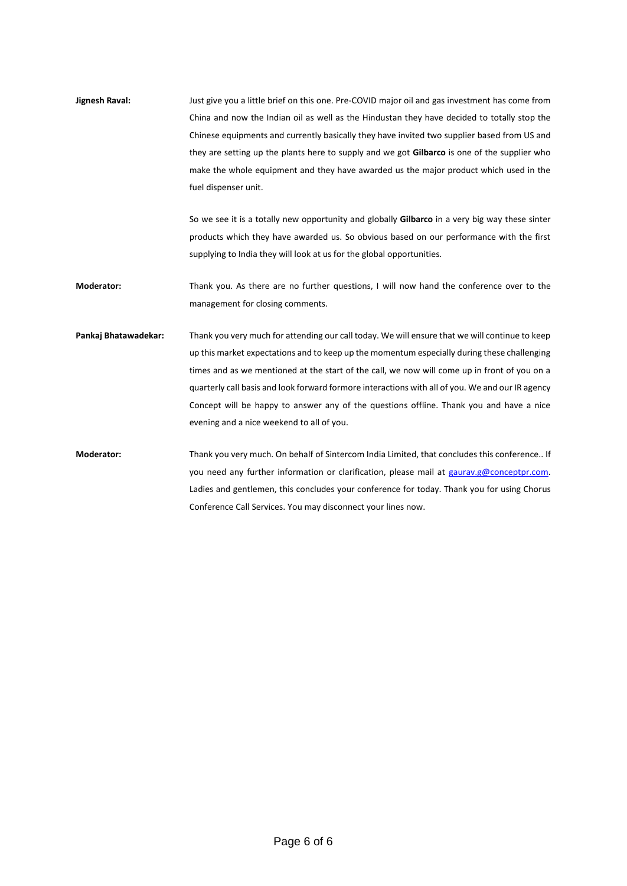**Jignesh Raval:** Just give you a little brief on this one. Pre-COVID major oil and gas investment has come from China and now the Indian oil as well as the Hindustan they have decided to totally stop the Chinese equipments and currently basically they have invited two supplier based from US and they are setting up the plants here to supply and we got **Gilbarco** is one of the supplier who make the whole equipment and they have awarded us the major product which used in the fuel dispenser unit.

So we see it is a totally new opportunity and globally **Gilbarco** in a very big way these sinter products which they have awarded us. So obvious based on our performance with the first supplying to India they will look at us for the global opportunities.

**Moderator:** Thank you. As there are no further questions, I will now hand the conference over to the management for closing comments.

**Pankaj Bhatawadekar:** Thank you very much for attending our call today. We will ensure that we will continue to keep up this market expectations and to keep up the momentum especially during these challenging times and as we mentioned at the start of the call, we now will come up in front of you on a quarterly call basis and look forward formore interactions with all of you. We and our IR agency Concept will be happy to answer any of the questions offline. Thank you and have a nice evening and a nice weekend to all of you.

**Moderator:** Thank you very much. On behalf of Sintercom India Limited, that concludes this conference.. If you need any further information or clarification, please mail at gaurav.g@conceptpr.com. Ladies and gentlemen, this concludes your conference for today. Thank you for using Chorus Conference Call Services. You may disconnect your lines now.